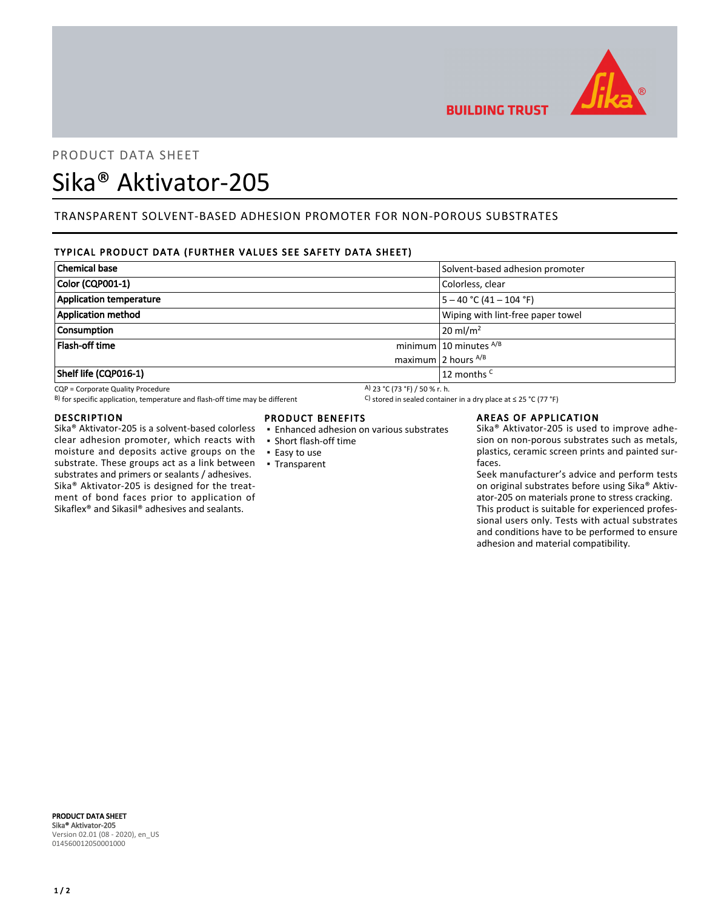PRODUCT DATA SHEET

# Sika® Aktivator-205

## TRANSPARENT SOLVENT-BASED ADHESION PROMOTER FOR NON-POROUS SUBSTRATES

### TYPICAL PRODUCT DATA (FURTHER VALUES SEE SAFETY DATA SHEET)

| Property | | Value |
|---|---|---|
| **Chemical base** | | Solvent-based adhesion promoter |
| **Color (CQP001-1)** | | Colorless, clear |
| **Application temperature** | | 5 – 40 °C (41 – 104 °F) |
| **Application method** | | Wiping with lint-free paper towel |
| **Consumption** | | 20 ml/m$^2$ |
| **Flash-off time** | minimum | 10 minutes [A/B] |
| | maximum | 2 hours [A/B] |
| **Shelf life (CQP016-1)** | | 12 months [C] |

CQP = Corporate Quality Procedure
[A] 23 °C (73 °F) / 50 % r. h.
[B] for specific application, temperature and flash-off time may be different
[C] stored in sealed container in a dry place at ≤ 25 °C (77 °F)

### DESCRIPTION

Sika® Aktivator-205 is a solvent-based colorless clear adhesion promoter, which reacts with moisture and deposits active groups on the substrate. These groups act as a link between substrates and primers or sealants / adhesives. Sika® Aktivator-205 is designed for the treatment of bond faces prior to application of Sikaflex® and Sikasil® adhesives and sealants.

### PRODUCT BENEFITS

- Enhanced adhesion on various substrates
- Short flash-off time
- Easy to use
- Transparent

### AREAS OF APPLICATION

Sika® Aktivator-205 is used to improve adhesion on non-porous substrates such as metals, plastics, ceramic screen prints and painted surfaces.
Seek manufacturer's advice and perform tests on original substrates before using Sika® Aktivator-205 on materials prone to stress cracking.
This product is suitable for experienced professional users only. Tests with actual substrates and conditions have to be performed to ensure adhesion and material compatibility.

**PRODUCT DATA SHEET**
**Sika® Aktivator-205**
Version 02.01 (08 - 2020), en_US
014560012050001000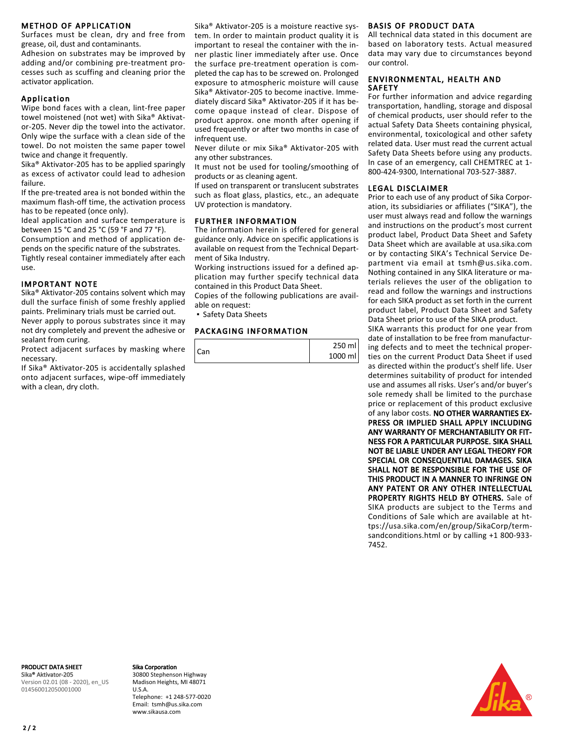## METHOD OF APPLICATION

Surfaces must be clean, dry and free from grease, oil, dust and contaminants.

Adhesion on substrates may be improved by adding and/or combining pre-treatment processes such as scuffing and cleaning prior the activator application.

### Application

Wipe bond faces with a clean, lint-free paper towel moistened (not wet) with Sika® Aktivator-205. Never dip the towel into the activator. Only wipe the surface with a clean side of the towel. Do not moisten the same paper towel twice and change it frequently.

Sika® Aktivator-205 has to be applied sparingly as excess of activator could lead to adhesion failure.

If the pre-treated area is not bonded within the maximum flash-off time, the activation process has to be repeated (once only).

Ideal application and surface temperature is between 15 °C and 25 °C (59 °F and 77 °F).

Consumption and method of application depends on the specific nature of the substrates.

Tightly reseal container immediately after each use.

## IMPORTANT NOTE

Sika® Aktivator-205 contains solvent which may dull the surface finish of some freshly applied paints. Preliminary trials must be carried out.

Never apply to porous substrates since it may not dry completely and prevent the adhesive or sealant from curing.

Protect adjacent surfaces by masking where necessary.

If Sika® Aktivator-205 is accidentally splashed onto adjacent surfaces, wipe-off immediately with a clean, dry cloth.

Sika® Aktivator-205 is a moisture reactive system. In order to maintain product quality it is important to reseal the container with the inner plastic liner immediately after use. Once the surface pre-treatment operation is completed the cap has to be screwed on. Prolonged exposure to atmospheric moisture will cause Sika® Aktivator-205 to become inactive. Immediately discard Sika® Aktivator-205 if it has become opaque instead of clear. Dispose of product approx. one month after opening if used frequently or after two months in case of infrequent use.

Never dilute or mix Sika® Aktivator-205 with any other substrances.

It must not be used for tooling/smoothing of products or as cleaning agent.

If used on transparent or translucent substrates such as float glass, plastics, etc., an adequate UV protection is mandatory.

## FURTHER INFORMATION

The information herein is offered for general guidance only. Advice on specific applications is available on request from the Technical Department of Sika Industry.

Working instructions issued for a defined application may further specify technical data contained in this Product Data Sheet.

Copies of the following publications are available on request:

- Safety Data Sheets

## PACKAGING INFORMATION

| | |
|---|---|
| Can | 250 ml<br>1000 ml |

## BASIS OF PRODUCT DATA

All technical data stated in this document are based on laboratory tests. Actual measured data may vary due to circumstances beyond our control.

## ENVIRONMENTAL, HEALTH AND SAFETY

For further information and advice regarding transportation, handling, storage and disposal of chemical products, user should refer to the actual Safety Data Sheets containing physical, environmental, toxicological and other safety related data. User must read the current actual Safety Data Sheets before using any products. In case of an emergency, call CHEMTREC at 1-800-424-9300, International 703-527-3887.

## LEGAL DISCLAIMER

Prior to each use of any product of Sika Corporation, its subsidiaries or affiliates ("SIKA"), the user must always read and follow the warnings and instructions on the product's most current product label, Product Data Sheet and Safety Data Sheet which are available at usa.sika.com or by contacting SIKA's Technical Service Department via email at tsmh@us.sika.com. Nothing contained in any SIKA literature or materials relieves the user of the obligation to read and follow the warnings and instructions for each SIKA product as set forth in the current product label, Product Data Sheet and Safety Data Sheet prior to use of the SIKA product.

SIKA warrants this product for one year from date of installation to be free from manufacturing defects and to meet the technical properties on the current Product Data Sheet if used as directed within the product's shelf life. User determines suitability of product for intended use and assumes all risks. User's and/or buyer's sole remedy shall be limited to the purchase price or replacement of this product exclusive of any labor costs. **NO OTHER WARRANTIES EXPRESS OR IMPLIED SHALL APPLY INCLUDING ANY WARRANTY OF MERCHANTABILITY OR FITNESS FOR A PARTICULAR PURPOSE. SIKA SHALL NOT BE LIABLE UNDER ANY LEGAL THEORY FOR SPECIAL OR CONSEQUENTIAL DAMAGES. SIKA SHALL NOT BE RESPONSIBLE FOR THE USE OF THIS PRODUCT IN A MANNER TO INFRINGE ON ANY PATENT OR ANY OTHER INTELLECTUAL PROPERTY RIGHTS HELD BY OTHERS.** Sale of SIKA products are subject to the Terms and Conditions of Sale which are available at https://usa.sika.com/en/group/SikaCorp/termsandconditions.html or by calling +1 800-933-7452.

**PRODUCT DATA SHEET**
**Sika® Aktivator-205**
Version 02.01 (08 - 2020), en_US
014560012050001000

**Sika Corporation**
30800 Stephenson Highway
Madison Heights, MI 48071
U.S.A.
Telephone: +1 248-577-0020
Email: tsmh@us.sika.com
www.sikausa.com